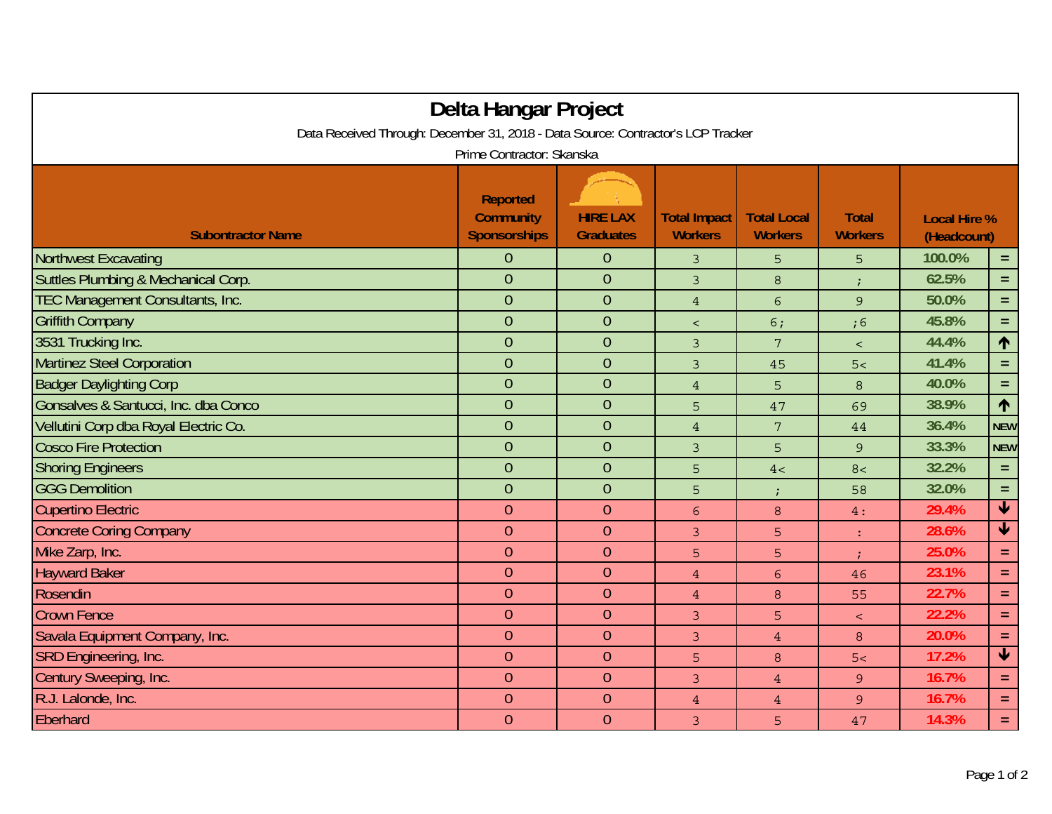# Delta Hangar Project

Data Received Through: December 31, 2018 - Data Source: Contractor's LCP Tracker

Prime Contractor: Skanska

| Subontractor Name | Reported Community Sponsorships | HIRE LAX Graduates | Total Impact Workers | Total Local Workers | Total Workers | Local Hire % (Headcount) | |
|---|---|---|---|---|---|---|---|
| Northwest Excavating | 0 | 0 | 3 | 5 | 5 | 100.0% | = |
| Suttles Plumbing & Mechanical Corp. | 0 | 0 | 3 | 8 | ; | 62.5% | = |
| TEC Management Consultants, Inc. | 0 | 0 | 4 | 6 | 9 | 50.0% | = |
| Griffith Company | 0 | 0 | < | 6; | ;6 | 45.8% | = |
| 3531 Trucking Inc. | 0 | 0 | 3 | 7 | < | 44.4% | ↑ |
| Martinez Steel Corporation | 0 | 0 | 3 | 45 | 5< | 41.4% | = |
| Badger Daylighting Corp | 0 | 0 | 4 | 5 | 8 | 40.0% | = |
| Gonsalves & Santucci, Inc. dba Conco | 0 | 0 | 5 | 47 | 69 | 38.9% | ↑ |
| Vellutini Corp dba Royal Electric Co. | 0 | 0 | 4 | 7 | 44 | 36.4% | NEW |
| Cosco Fire Protection | 0 | 0 | 3 | 5 | 9 | 33.3% | NEW |
| Shoring Engineers | 0 | 0 | 5 | 4< | 8< | 32.2% | = |
| GGG Demolition | 0 | 0 | 5 | ; | 58 | 32.0% | = |
| Cupertino Electric | 0 | 0 | 6 | 8 | 4: | 29.4% | ↓ |
| Concrete Coring Company | 0 | 0 | 3 | 5 | : | 28.6% | ↓ |
| Mike Zarp, Inc. | 0 | 0 | 5 | 5 | ; | 25.0% | = |
| Hayward Baker | 0 | 0 | 4 | 6 | 46 | 23.1% | = |
| Rosendin | 0 | 0 | 4 | 8 | 55 | 22.7% | = |
| Crown Fence | 0 | 0 | 3 | 5 | < | 22.2% | = |
| Savala Equipment Company, Inc. | 0 | 0 | 3 | 4 | 8 | 20.0% | = |
| SRD Engineering, Inc. | 0 | 0 | 5 | 8 | 5< | 17.2% | ↓ |
| Century Sweeping, Inc. | 0 | 0 | 3 | 4 | 9 | 16.7% | = |
| R.J. Lalonde, Inc. | 0 | 0 | 4 | 4 | 9 | 16.7% | = |
| Eberhard | 0 | 0 | 3 | 5 | 47 | 14.3% | = |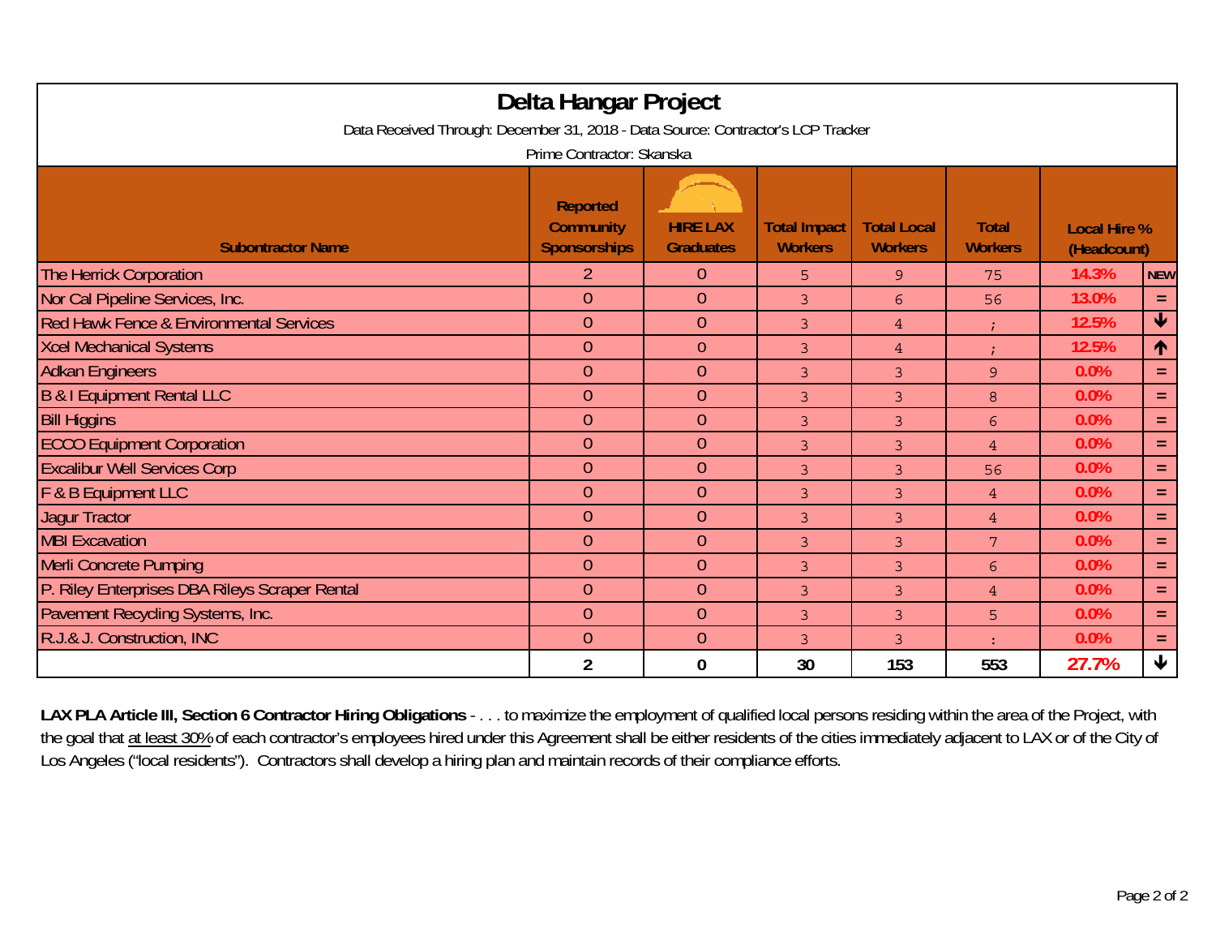# Delta Hangar Project

Data Received Through: December 31, 2018 - Data Source: Contractor's LCP Tracker

Prime Contractor: Skanska

| Subontractor Name | Reported Community Sponsorships | HIRE LAX Graduates | Total Impact Workers | Total Local Workers | Total Workers | Local Hire % (Headcount) | |
|---|---|---|---|---|---|---|---|
| The Herrick Corporation | 2 | 0 | 5 | 9 | 75 | 14.3% | NEW |
| Nor Cal Pipeline Services, Inc. | 0 | 0 | 3 | 6 | 56 | 13.0% | = |
| Red Hawk Fence & Environmental Services | 0 | 0 | 3 | 4 | ; | 12.5% | ↓ |
| Xcel Mechanical Systems | 0 | 0 | 3 | 4 | ; | 12.5% | ↑ |
| Adkan Engineers | 0 | 0 | 3 | 3 | 9 | 0.0% | = |
| B & I Equipment Rental LLC | 0 | 0 | 3 | 3 | 8 | 0.0% | = |
| Bill Higgins | 0 | 0 | 3 | 3 | 6 | 0.0% | = |
| ECCO Equipment Corporation | 0 | 0 | 3 | 3 | 4 | 0.0% | = |
| Excalibur Well Services Corp | 0 | 0 | 3 | 3 | 56 | 0.0% | = |
| F & B Equipment LLC | 0 | 0 | 3 | 3 | 4 | 0.0% | = |
| Jagur Tractor | 0 | 0 | 3 | 3 | 4 | 0.0% | = |
| MBI Excavation | 0 | 0 | 3 | 3 | 7 | 0.0% | = |
| Merli Concrete Pumping | 0 | 0 | 3 | 3 | 6 | 0.0% | = |
| P. Riley Enterprises DBA Rileys Scraper Rental | 0 | 0 | 3 | 3 | 4 | 0.0% | = |
| Pavement Recycling Systems, Inc. | 0 | 0 | 3 | 3 | 5 | 0.0% | = |
| R.J.& J. Construction, INC | 0 | 0 | 3 | 3 | : | 0.0% | = |
| | **2** | **0** | **30** | **153** | **553** | **27.7%** | ↓ |

**LAX PLA Article III, Section 6 Contractor Hiring Obligations** - . . . to maximize the employment of qualified local persons residing within the area of the Project, with the goal that at least 30% of each contractor's employees hired under this Agreement shall be either residents of the cities immediately adjacent to LAX or of the City of Los Angeles ("local residents"). Contractors shall develop a hiring plan and maintain records of their compliance efforts.